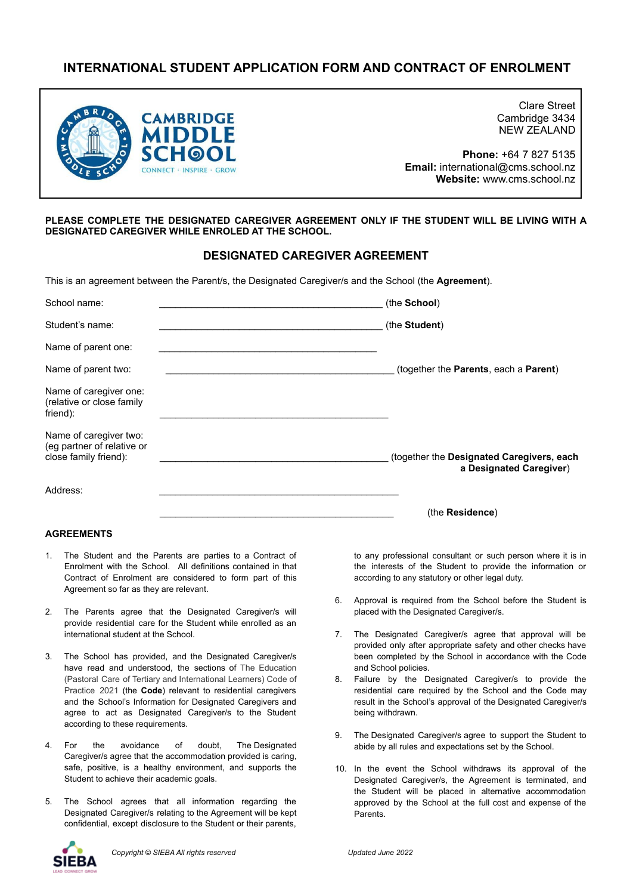# INTERNATIONAL STUDENT APPLICATION FORM AND CONTRACT OF ENROLMENT

**CAMBRIDGE MIDDLE SCHOOL**
CONNECT · INSPIRE · GROW

Clare Street
Cambridge 3434
NEW ZEALAND

**Phone:** +64 7 827 5135
**Email:** international@cms.school.nz
**Website:** www.cms.school.nz

**PLEASE COMPLETE THE DESIGNATED CAREGIVER AGREEMENT ONLY IF THE STUDENT WILL BE LIVING WITH A DESIGNATED CAREGIVER WHILE ENROLED AT THE SCHOOL.**

## DESIGNATED CAREGIVER AGREEMENT

This is an agreement between the Parent/s, the Designated Caregiver/s and the School (the **Agreement**).

School name: ____________________________________________ (the **School**)

Student's name: ____________________________________________ (the **Student**)

Name of parent one: ____________________________________________

Name of parent two: ____________________________________________ (together the **Parents**, each a **Parent**)

Name of caregiver one: (relative or close family friend): ____________________________________________

Name of caregiver two: (eg partner of relative or close family friend): ____________________________________________ (together the **Designated Caregivers, each a Designated Caregiver**)

Address: ____________________________________________

____________________________________________ (the **Residence**)

### AGREEMENTS

1. The Student and the Parents are parties to a Contract of Enrolment with the School. All definitions contained in that Contract of Enrolment are considered to form part of this Agreement so far as they are relevant.

2. The Parents agree that the Designated Caregiver/s will provide residential care for the Student while enrolled as an international student at the School.

3. The School has provided, and the Designated Caregiver/s have read and understood, the sections of The Education (Pastoral Care of Tertiary and International Learners) Code of Practice 2021 (the **Code**) relevant to residential caregivers and the School's Information for Designated Caregivers and agree to act as Designated Caregiver/s to the Student according to these requirements.

4. For the avoidance of doubt, The Designated Caregiver/s agree that the accommodation provided is caring, safe, positive, is a healthy environment, and supports the Student to achieve their academic goals.

5. The School agrees that all information regarding the Designated Caregiver/s relating to the Agreement will be kept confidential, except disclosure to the Student or their parents, to any professional consultant or such person where it is in the interests of the Student to provide the information or according to any statutory or other legal duty.

6. Approval is required from the School before the Student is placed with the Designated Caregiver/s.

7. The Designated Caregiver/s agree that approval will be provided only after appropriate safety and other checks have been completed by the School in accordance with the Code and School policies.

8. Failure by the Designated Caregiver/s to provide the residential care required by the School and the Code may result in the School's approval of the Designated Caregiver/s being withdrawn.

9. The Designated Caregiver/s agree to support the Student to abide by all rules and expectations set by the School.

10. In the event the School withdraws its approval of the Designated Caregiver/s, the Agreement is terminated, and the Student will be placed in alternative accommodation approved by the School at the full cost and expense of the Parents.

*Copyright © SIEBA All rights reserved* *Updated June 2022*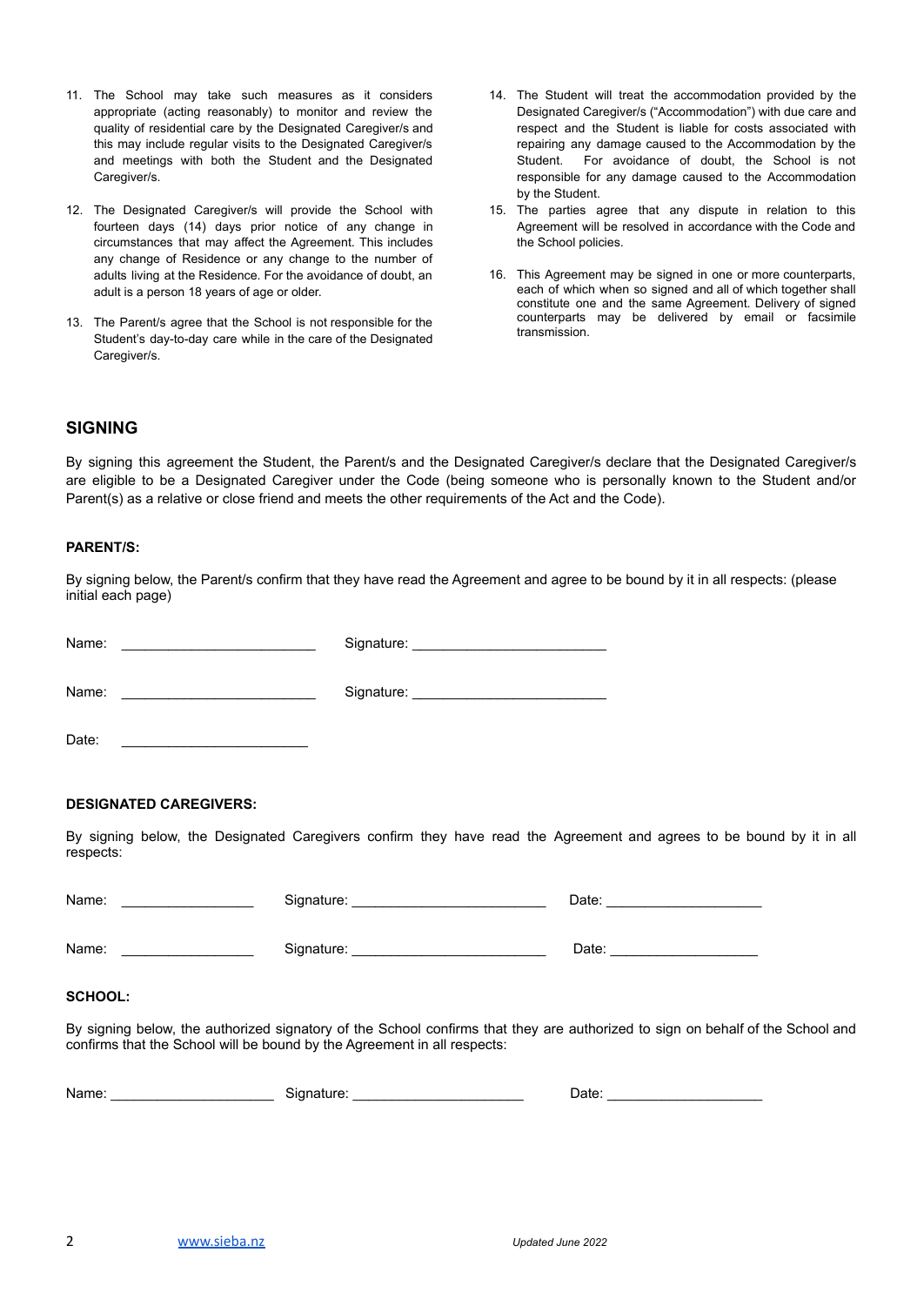11. The School may take such measures as it considers appropriate (acting reasonably) to monitor and review the quality of residential care by the Designated Caregiver/s and this may include regular visits to the Designated Caregiver/s and meetings with both the Student and the Designated Caregiver/s.

12. The Designated Caregiver/s will provide the School with fourteen days (14) days prior notice of any change in circumstances that may affect the Agreement. This includes any change of Residence or any change to the number of adults living at the Residence. For the avoidance of doubt, an adult is a person 18 years of age or older.

13. The Parent/s agree that the School is not responsible for the Student's day-to-day care while in the care of the Designated Caregiver/s.

14. The Student will treat the accommodation provided by the Designated Caregiver/s ("Accommodation") with due care and respect and the Student is liable for costs associated with repairing any damage caused to the Accommodation by the Student. For avoidance of doubt, the School is not responsible for any damage caused to the Accommodation by the Student.

15. The parties agree that any dispute in relation to this Agreement will be resolved in accordance with the Code and the School policies.

16. This Agreement may be signed in one or more counterparts, each of which when so signed and all of which together shall constitute one and the same Agreement. Delivery of signed counterparts may be delivered by email or facsimile transmission.

## SIGNING

By signing this agreement the Student, the Parent/s and the Designated Caregiver/s declare that the Designated Caregiver/s are eligible to be a Designated Caregiver under the Code (being someone who is personally known to the Student and/or Parent(s) as a relative or close friend and meets the other requirements of the Act and the Code).

**PARENT/S:**

By signing below, the Parent/s confirm that they have read the Agreement and agree to be bound by it in all respects: (please initial each page)

Name: ________________________ Signature: ________________________

Name: ________________________ Signature: ________________________

Date: _______________________

**DESIGNATED CAREGIVERS:**

By signing below, the Designated Caregivers confirm they have read the Agreement and agrees to be bound by it in all respects:

Name: ________________ Signature: ________________________ Date: ___________________

Name: ________________ Signature: ________________________ Date: __________________

**SCHOOL:**

By signing below, the authorized signatory of the School confirms that they are authorized to sign on behalf of the School and confirms that the School will be bound by the Agreement in all respects:

Name: ____________________ Signature: _____________________ Date: ___________________

www.sieba.nz

*Updated June 2022*